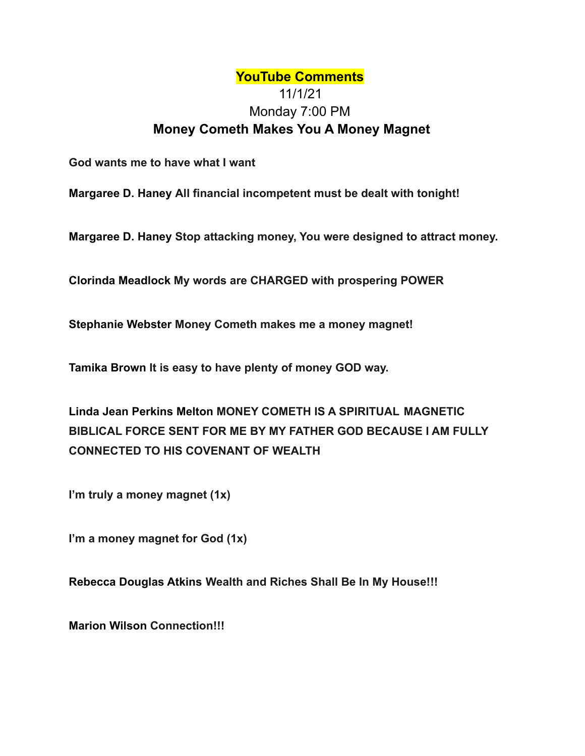# YouTube Comments

11/1/21

Monday 7:00 PM

## Money Cometh Makes You A Money Magnet

**God wants me to have what I want**

**Margaree D. Haney All financial incompetent must be dealt with tonight!**

**Margaree D. Haney Stop attacking money, You were designed to attract money.**

**Clorinda Meadlock My words are CHARGED with prospering POWER**

**Stephanie Webster Money Cometh makes me a money magnet!**

**Tamika Brown It is easy to have plenty of money GOD way.**

**Linda Jean Perkins Melton MONEY COMETH IS A SPIRITUAL MAGNETIC BIBLICAL FORCE SENT FOR ME BY MY FATHER GOD BECAUSE I AM FULLY CONNECTED TO HIS COVENANT OF WEALTH**

**I'm truly a money magnet (1x)**

**I'm a money magnet for God (1x)**

**Rebecca Douglas Atkins Wealth and Riches Shall Be In My House!!!**

**Marion Wilson Connection!!!**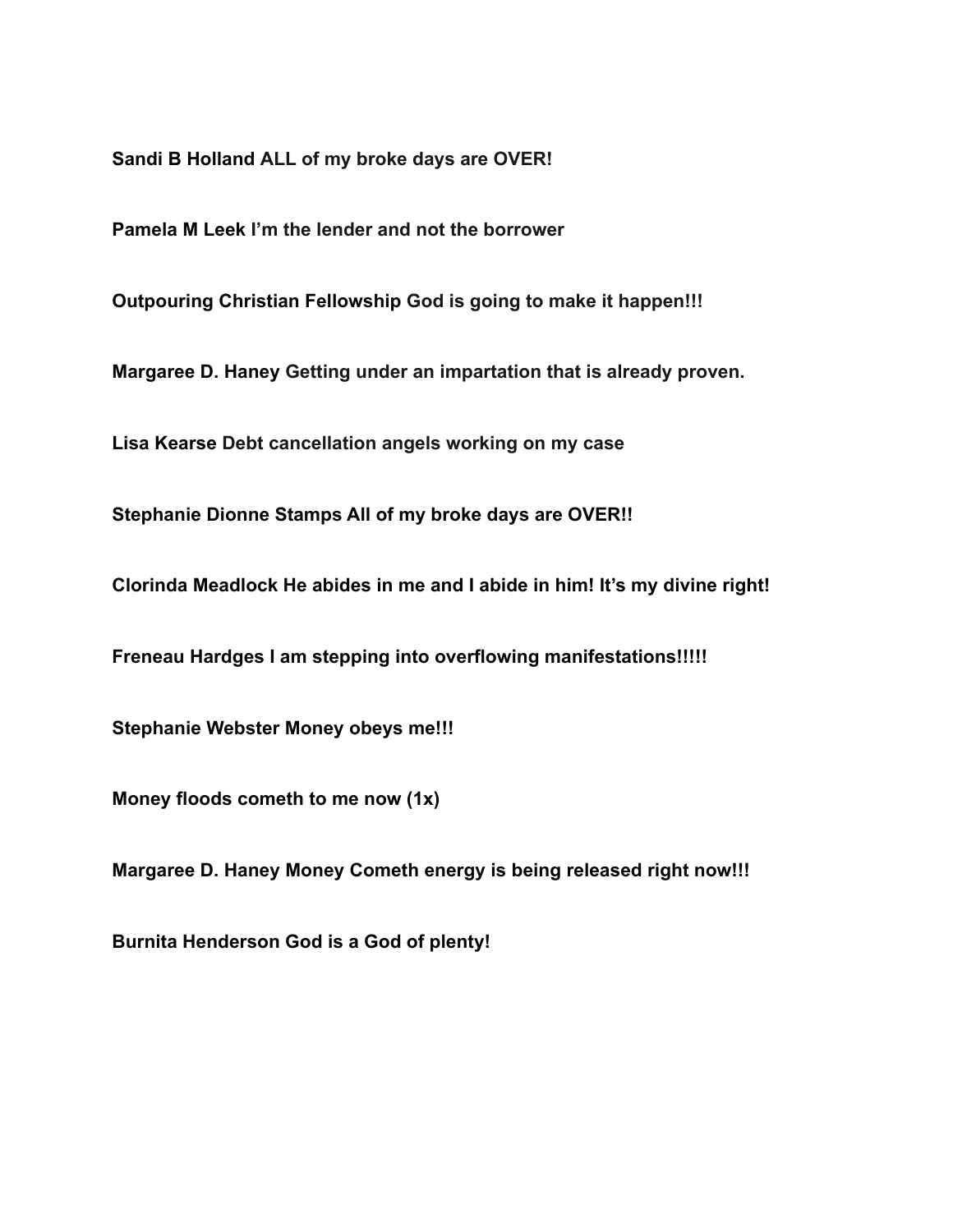**Sandi B Holland ALL of my broke days are OVER!**

**Pamela M Leek I'm the lender and not the borrower**

**Outpouring Christian Fellowship God is going to make it happen!!!**

**Margaree D. Haney Getting under an impartation that is already proven.**

**Lisa Kearse Debt cancellation angels working on my case**

**Stephanie Dionne Stamps All of my broke days are OVER!!**

**Clorinda Meadlock He abides in me and I abide in him! It's my divine right!**

**Freneau Hardges I am stepping into overflowing manifestations!!!!!**

**Stephanie Webster Money obeys me!!!**

**Money floods cometh to me now (1x)**

**Margaree D. Haney Money Cometh energy is being released right now!!!**

**Burnita Henderson God is a God of plenty!**